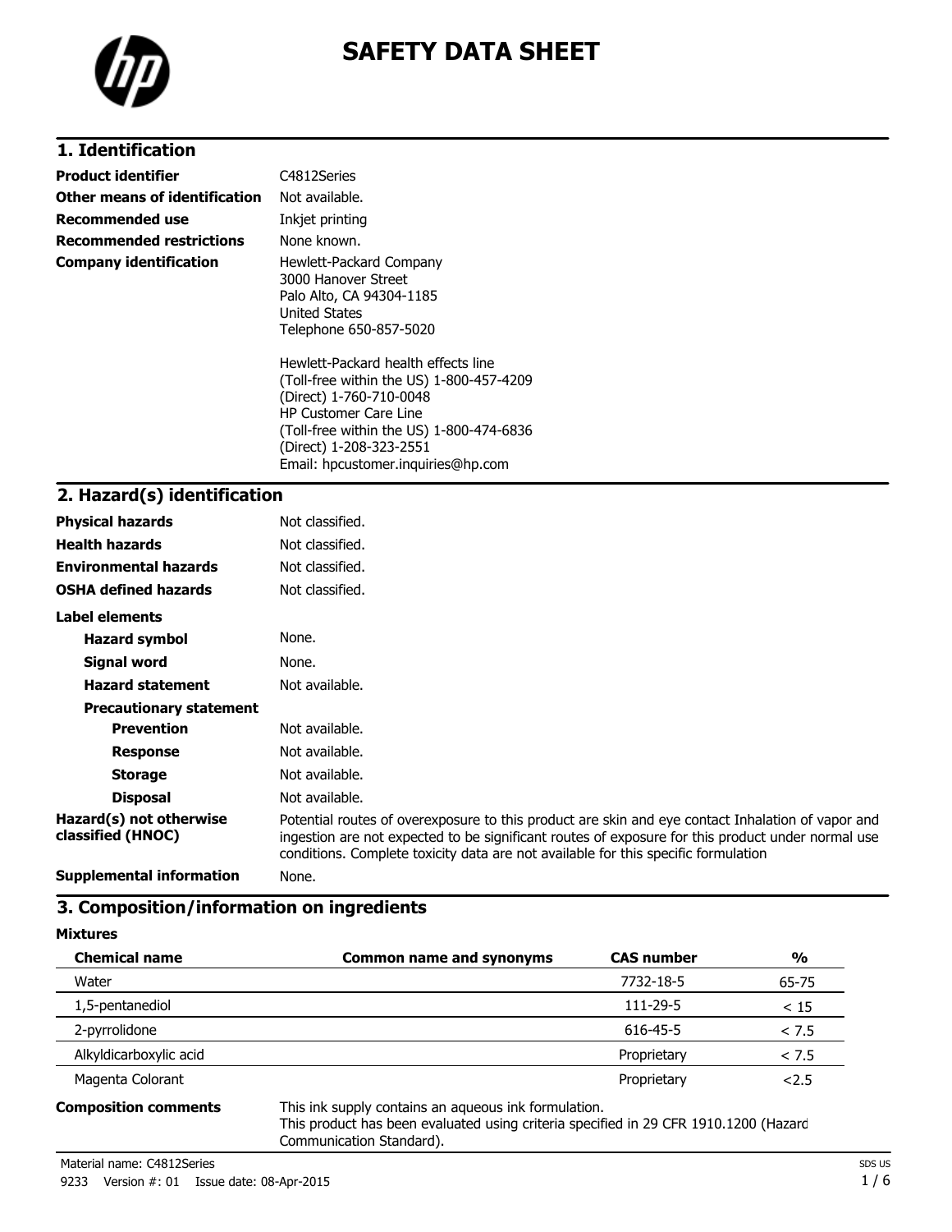# SAFETY DATA SHEET

## 1. Identification

| | |
|---|---|
| **Product identifier** | C4812Series |
| **Other means of identification** | Not available. |
| **Recommended use** | Inkjet printing |
| **Recommended restrictions** | None known. |
| **Company identification** | Hewlett-Packard Company<br>3000 Hanover Street<br>Palo Alto, CA 94304-1185<br>United States<br>Telephone 650-857-5020<br><br>Hewlett-Packard health effects line<br>(Toll-free within the US) 1-800-457-4209<br>(Direct) 1-760-710-0048<br>HP Customer Care Line<br>(Toll-free within the US) 1-800-474-6836<br>(Direct) 1-208-323-2551<br>Email: hpcustomer.inquiries@hp.com |

## 2. Hazard(s) identification

| | |
|---|---|
| **Physical hazards** | Not classified. |
| **Health hazards** | Not classified. |
| **Environmental hazards** | Not classified. |
| **OSHA defined hazards** | Not classified. |

**Label elements**

| | |
|---|---|
| **Hazard symbol** | None. |
| **Signal word** | None. |
| **Hazard statement** | Not available. |

**Precautionary statement**

| | |
|---|---|
| **Prevention** | Not available. |
| **Response** | Not available. |
| **Storage** | Not available. |
| **Disposal** | Not available. |
| **Hazard(s) not otherwise classified (HNOC)** | Potential routes of overexposure to this product are skin and eye contact Inhalation of vapor and ingestion are not expected to be significant routes of exposure for this product under normal use conditions. Complete toxicity data are not available for this specific formulation |
| **Supplemental information** | None. |

## 3. Composition/information on ingredients

**Mixtures**

| Chemical name | Common name and synonyms | CAS number | % |
|---|---|---|---|
| Water | | 7732-18-5 | 65-75 |
| 1,5-pentanediol | | 111-29-5 | < 15 |
| 2-pyrrolidone | | 616-45-5 | < 7.5 |
| Alkyldicarboxylic acid | | Proprietary | < 7.5 |
| Magenta Colorant | | Proprietary | <2.5 |

**Composition comments**

This ink supply contains an aqueous ink formulation.
This product has been evaluated using criteria specified in 29 CFR 1910.1200 (Hazard Communication Standard).

Material name: C4812Series
9233 Version #: 01 Issue date: 08-Apr-2015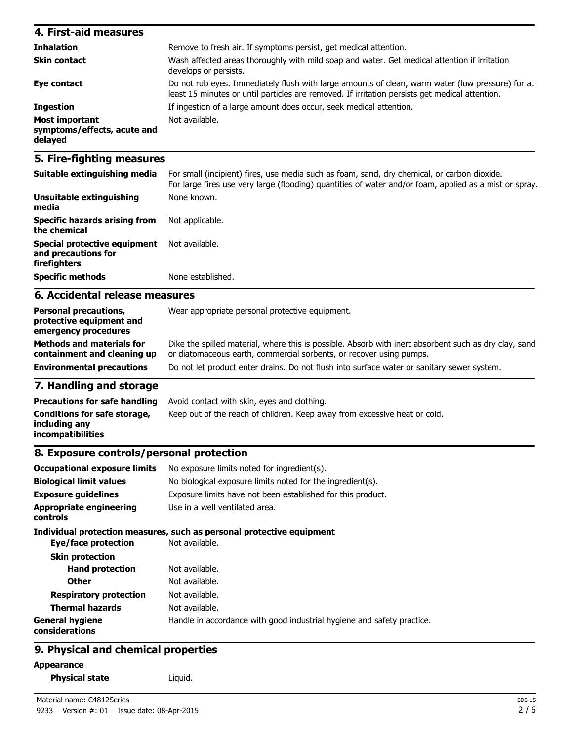## 4. First-aid measures

| | |
|---|---|
| **Inhalation** | Remove to fresh air. If symptoms persist, get medical attention. |
| **Skin contact** | Wash affected areas thoroughly with mild soap and water. Get medical attention if irritation develops or persists. |
| **Eye contact** | Do not rub eyes. Immediately flush with large amounts of clean, warm water (low pressure) for at least 15 minutes or until particles are removed. If irritation persists get medical attention. |
| **Ingestion** | If ingestion of a large amount does occur, seek medical attention. |
| **Most important symptoms/effects, acute and delayed** | Not available. |

## 5. Fire-fighting measures

| | |
|---|---|
| **Suitable extinguishing media** | For small (incipient) fires, use media such as foam, sand, dry chemical, or carbon dioxide. For large fires use very large (flooding) quantities of water and/or foam, applied as a mist or spray. |
| **Unsuitable extinguishing media** | None known. |
| **Specific hazards arising from the chemical** | Not applicable. |
| **Special protective equipment and precautions for firefighters** | Not available. |
| **Specific methods** | None established. |

## 6. Accidental release measures

| | |
|---|---|
| **Personal precautions, protective equipment and emergency procedures** | Wear appropriate personal protective equipment. |
| **Methods and materials for containment and cleaning up** | Dike the spilled material, where this is possible. Absorb with inert absorbent such as dry clay, sand or diatomaceous earth, commercial sorbents, or recover using pumps. |
| **Environmental precautions** | Do not let product enter drains. Do not flush into surface water or sanitary sewer system. |

## 7. Handling and storage

| | |
|---|---|
| **Precautions for safe handling** | Avoid contact with skin, eyes and clothing. |
| **Conditions for safe storage, including any incompatibilities** | Keep out of the reach of children. Keep away from excessive heat or cold. |

## 8. Exposure controls/personal protection

| | |
|---|---|
| **Occupational exposure limits** | No exposure limits noted for ingredient(s). |
| **Biological limit values** | No biological exposure limits noted for the ingredient(s). |
| **Exposure guidelines** | Exposure limits have not been established for this product. |
| **Appropriate engineering controls** | Use in a well ventilated area. |

**Individual protection measures, such as personal protective equipment**

| | |
|---|---|
| **Eye/face protection** | Not available. |
| **Skin protection** | |
| **Hand protection** | Not available. |
| **Other** | Not available. |
| **Respiratory protection** | Not available. |
| **Thermal hazards** | Not available. |
| **General hygiene considerations** | Handle in accordance with good industrial hygiene and safety practice. |

## 9. Physical and chemical properties

**Appearance**

| | |
|---|---|
| **Physical state** | Liquid. |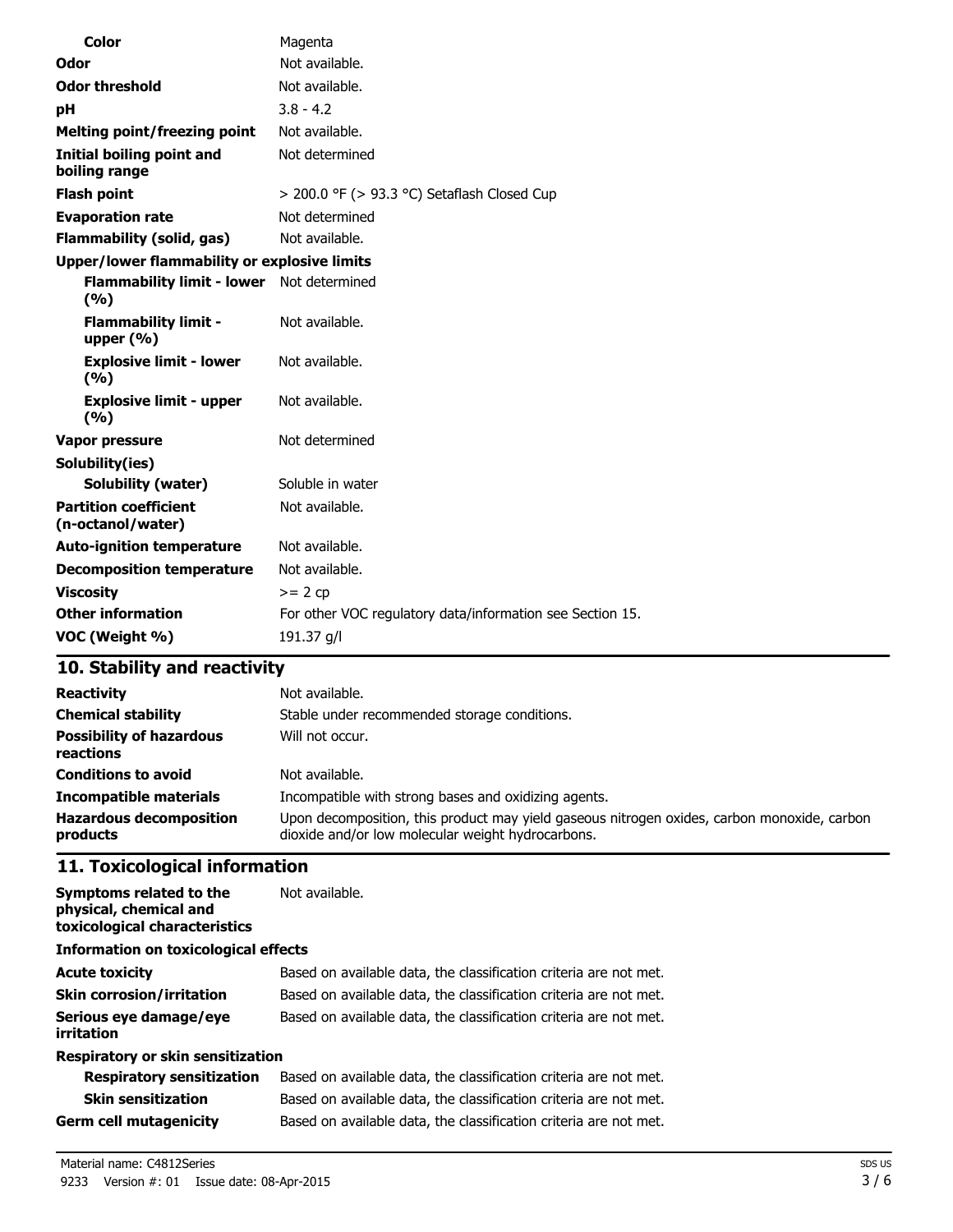| | |
|---|---|
| **Color** | Magenta |
| **Odor** | Not available. |
| **Odor threshold** | Not available. |
| **pH** | 3.8 - 4.2 |
| **Melting point/freezing point** | Not available. |
| **Initial boiling point and boiling range** | Not determined |
| **Flash point** | > 200.0 °F (> 93.3 °C) Setaflash Closed Cup |
| **Evaporation rate** | Not determined |
| **Flammability (solid, gas)** | Not available. |
| **Upper/lower flammability or explosive limits** | |
| **Flammability limit - lower (%)** | Not determined |
| **Flammability limit - upper (%)** | Not available. |
| **Explosive limit - lower (%)** | Not available. |
| **Explosive limit - upper (%)** | Not available. |
| **Vapor pressure** | Not determined |
| **Solubility(ies)** | |
| **Solubility (water)** | Soluble in water |
| **Partition coefficient (n-octanol/water)** | Not available. |
| **Auto-ignition temperature** | Not available. |
| **Decomposition temperature** | Not available. |
| **Viscosity** | >= 2 cp |
| **Other information** | For other VOC regulatory data/information see Section 15. |
| **VOC (Weight %)** | 191.37 g/l |

## 10. Stability and reactivity

| | |
|---|---|
| **Reactivity** | Not available. |
| **Chemical stability** | Stable under recommended storage conditions. |
| **Possibility of hazardous reactions** | Will not occur. |
| **Conditions to avoid** | Not available. |
| **Incompatible materials** | Incompatible with strong bases and oxidizing agents. |
| **Hazardous decomposition products** | Upon decomposition, this product may yield gaseous nitrogen oxides, carbon monoxide, carbon dioxide and/or low molecular weight hydrocarbons. |

## 11. Toxicological information

| | |
|---|---|
| **Symptoms related to the physical, chemical and toxicological characteristics** | Not available. |
| **Information on toxicological effects** | |
| **Acute toxicity** | Based on available data, the classification criteria are not met. |
| **Skin corrosion/irritation** | Based on available data, the classification criteria are not met. |
| **Serious eye damage/eye irritation** | Based on available data, the classification criteria are not met. |
| **Respiratory or skin sensitization** | |
| **Respiratory sensitization** | Based on available data, the classification criteria are not met. |
| **Skin sensitization** | Based on available data, the classification criteria are not met. |
| **Germ cell mutagenicity** | Based on available data, the classification criteria are not met. |

Material name: C4812Series
9233 Version #: 01 Issue date: 08-Apr-2015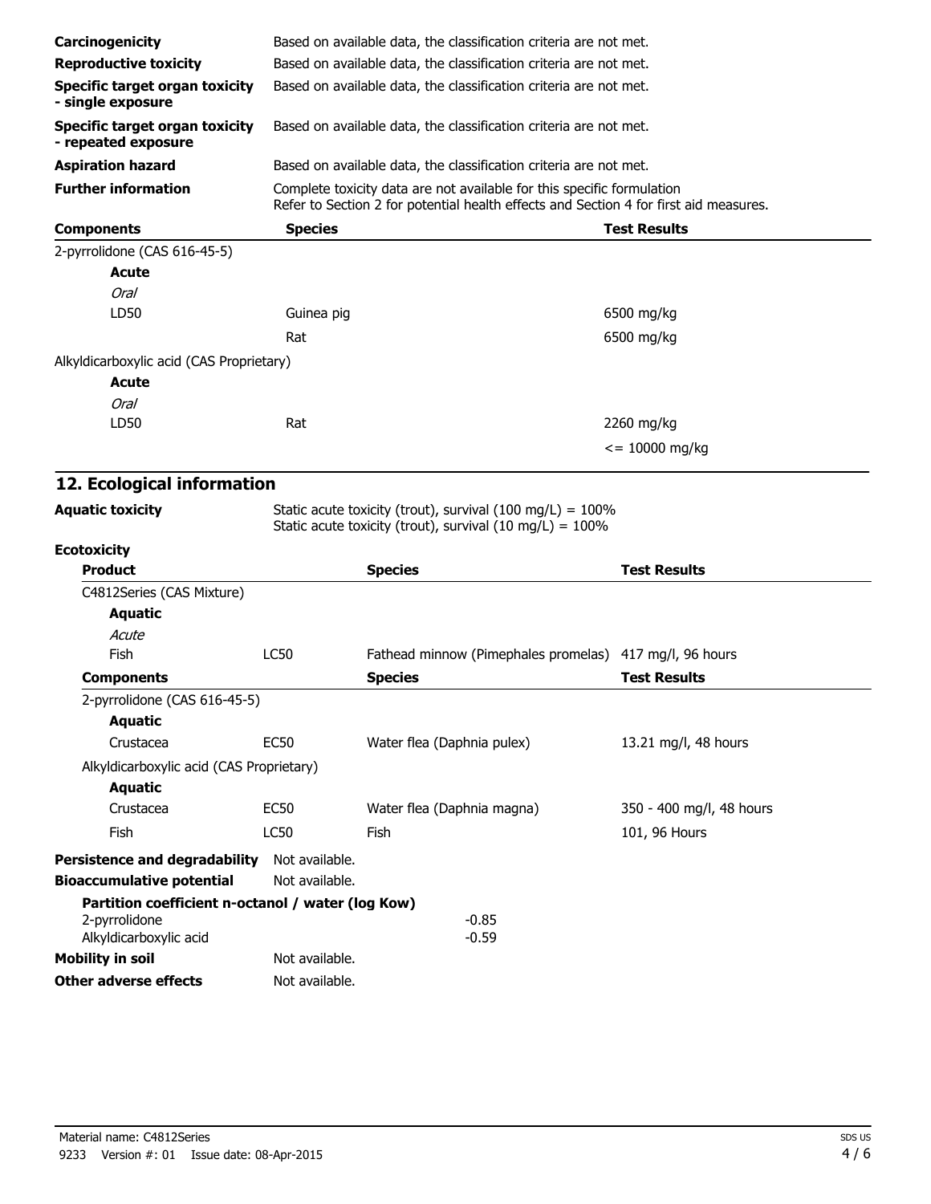| | |
|---|---|
| **Carcinogenicity** | Based on available data, the classification criteria are not met. |
| **Reproductive toxicity** | Based on available data, the classification criteria are not met. |
| **Specific target organ toxicity - single exposure** | Based on available data, the classification criteria are not met. |
| **Specific target organ toxicity - repeated exposure** | Based on available data, the classification criteria are not met. |
| **Aspiration hazard** | Based on available data, the classification criteria are not met. |
| **Further information** | Complete toxicity data are not available for this specific formulation<br>Refer to Section 2 for potential health effects and Section 4 for first aid measures. |

| **Components** | **Species** | **Test Results** |
|---|---|---|
| 2-pyrrolidone (CAS 616-45-5) | | |
| **Acute** | | |
| *Oral* | | |
| LD50 | Guinea pig | 6500 mg/kg |
| | Rat | 6500 mg/kg |
| Alkyldicarboxylic acid (CAS Proprietary) | | |
| **Acute** | | |
| *Oral* | | |
| LD50 | Rat | 2260 mg/kg |
| | | <= 10000 mg/kg |

## 12. Ecological information

**Aquatic toxicity** Static acute toxicity (trout), survival (100 mg/L) = 100%
Static acute toxicity (trout), survival (10 mg/L) = 100%

**Ecotoxicity**

| **Product** | | **Species** | **Test Results** |
|---|---|---|---|
| C4812Series (CAS Mixture) | | | |
| **Aquatic** | | | |
| *Acute* | | | |
| Fish | LC50 | Fathead minnow (Pimephales promelas) | 417 mg/l, 96 hours |
| **Components** | | **Species** | **Test Results** |
| 2-pyrrolidone (CAS 616-45-5) | | | |
| **Aquatic** | | | |
| Crustacea | EC50 | Water flea (Daphnia pulex) | 13.21 mg/l, 48 hours |
| Alkyldicarboxylic acid (CAS Proprietary) | | | |
| **Aquatic** | | | |
| Crustacea | EC50 | Water flea (Daphnia magna) | 350 - 400 mg/l, 48 hours |
| Fish | LC50 | Fish | 101, 96 Hours |

**Persistence and degradability** Not available.

**Bioaccumulative potential** Not available.

**Partition coefficient n-octanol / water (log Kow)**

| | |
|---|---|
| 2-pyrrolidone | -0.85 |
| Alkyldicarboxylic acid | -0.59 |

**Mobility in soil** Not available.

**Other adverse effects** Not available.

Material name: C4812Series
9233 Version #: 01 Issue date: 08-Apr-2015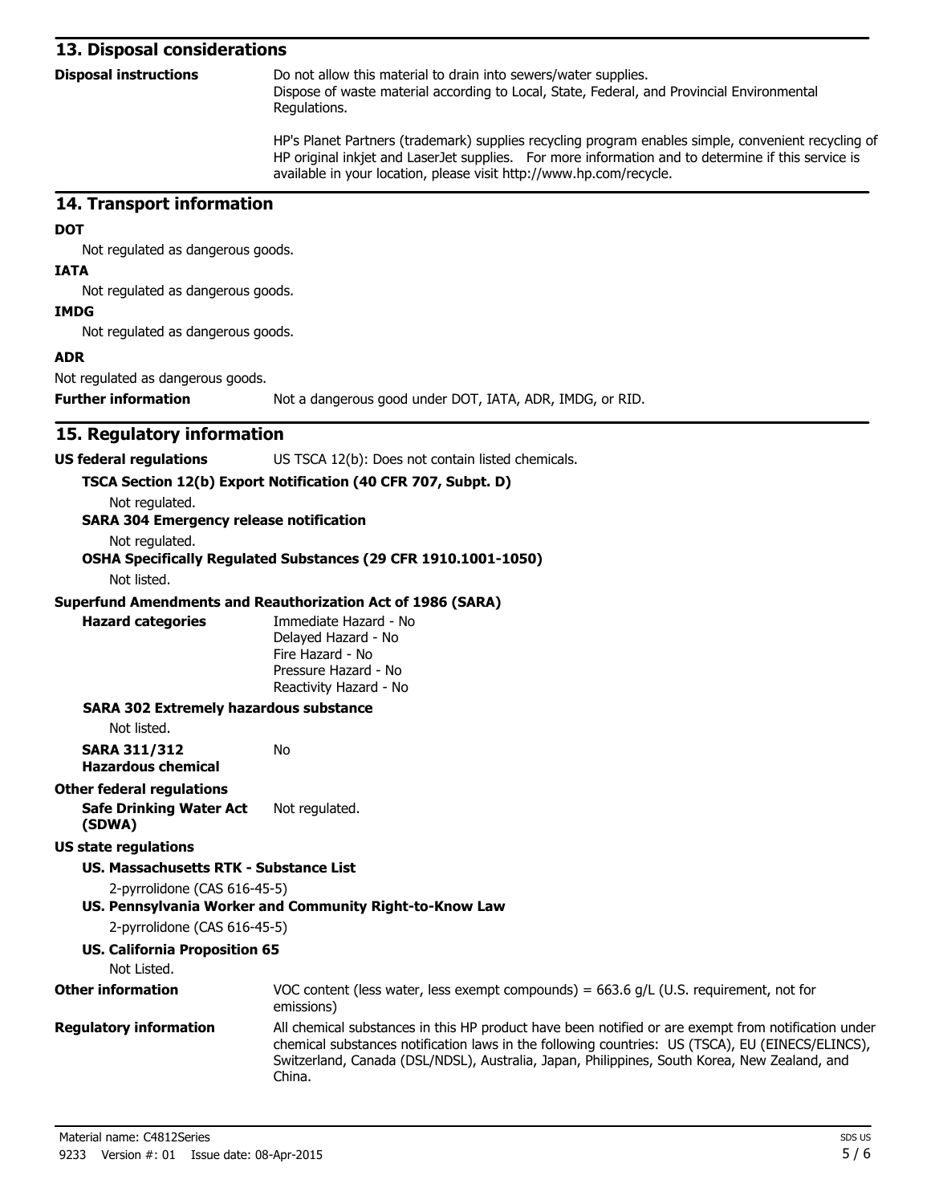## 13. Disposal considerations

**Disposal instructions**

Do not allow this material to drain into sewers/water supplies.
Dispose of waste material according to Local, State, Federal, and Provincial Environmental Regulations.

HP's Planet Partners (trademark) supplies recycling program enables simple, convenient recycling of HP original inkjet and LaserJet supplies. For more information and to determine if this service is available in your location, please visit http://www.hp.com/recycle.

## 14. Transport information

**DOT**

Not regulated as dangerous goods.

**IATA**

Not regulated as dangerous goods.

**IMDG**

Not regulated as dangerous goods.

**ADR**

Not regulated as dangerous goods.

**Further information** Not a dangerous good under DOT, IATA, ADR, IMDG, or RID.

## 15. Regulatory information

**US federal regulations** US TSCA 12(b): Does not contain listed chemicals.

**TSCA Section 12(b) Export Notification (40 CFR 707, Subpt. D)**

Not regulated.

**SARA 304 Emergency release notification**

Not regulated.

**OSHA Specifically Regulated Substances (29 CFR 1910.1001-1050)**

Not listed.

**Superfund Amendments and Reauthorization Act of 1986 (SARA)**

**Hazard categories**

Immediate Hazard - No
Delayed Hazard - No
Fire Hazard - No
Pressure Hazard - No
Reactivity Hazard - No

**SARA 302 Extremely hazardous substance**

Not listed.

**SARA 311/312 Hazardous chemical** No

**Other federal regulations**

**Safe Drinking Water Act (SDWA)** Not regulated.

**US state regulations**

**US. Massachusetts RTK - Substance List**

2-pyrrolidone (CAS 616-45-5)

**US. Pennsylvania Worker and Community Right-to-Know Law**

2-pyrrolidone (CAS 616-45-5)

**US. California Proposition 65**

Not Listed.

**Other information** VOC content (less water, less exempt compounds) = 663.6 g/L (U.S. requirement, not for emissions)

**Regulatory information** All chemical substances in this HP product have been notified or are exempt from notification under chemical substances notification laws in the following countries: US (TSCA), EU (EINECS/ELINCS), Switzerland, Canada (DSL/NDSL), Australia, Japan, Philippines, South Korea, New Zealand, and China.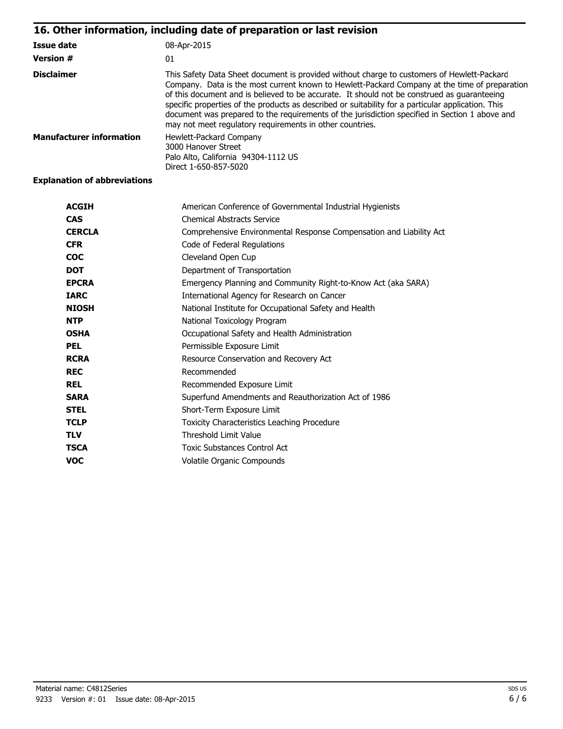## 16. Other information, including date of preparation or last revision

| | |
|---|---|
| **Issue date** | 08-Apr-2015 |
| **Version #** | 01 |
| **Disclaimer** | This Safety Data Sheet document is provided without charge to customers of Hewlett-Packard Company. Data is the most current known to Hewlett-Packard Company at the time of preparation of this document and is believed to be accurate. It should not be construed as guaranteeing specific properties of the products as described or suitability for a particular application. This document was prepared to the requirements of the jurisdiction specified in Section 1 above and may not meet regulatory requirements in other countries. |
| **Manufacturer information** | Hewlett-Packard Company<br>3000 Hanover Street<br>Palo Alto, California 94304-1112 US<br>Direct 1-650-857-5020 |

**Explanation of abbreviations**

| | |
|---|---|
| **ACGIH** | American Conference of Governmental Industrial Hygienists |
| **CAS** | Chemical Abstracts Service |
| **CERCLA** | Comprehensive Environmental Response Compensation and Liability Act |
| **CFR** | Code of Federal Regulations |
| **COC** | Cleveland Open Cup |
| **DOT** | Department of Transportation |
| **EPCRA** | Emergency Planning and Community Right-to-Know Act (aka SARA) |
| **IARC** | International Agency for Research on Cancer |
| **NIOSH** | National Institute for Occupational Safety and Health |
| **NTP** | National Toxicology Program |
| **OSHA** | Occupational Safety and Health Administration |
| **PEL** | Permissible Exposure Limit |
| **RCRA** | Resource Conservation and Recovery Act |
| **REC** | Recommended |
| **REL** | Recommended Exposure Limit |
| **SARA** | Superfund Amendments and Reauthorization Act of 1986 |
| **STEL** | Short-Term Exposure Limit |
| **TCLP** | Toxicity Characteristics Leaching Procedure |
| **TLV** | Threshold Limit Value |
| **TSCA** | Toxic Substances Control Act |
| **VOC** | Volatile Organic Compounds |